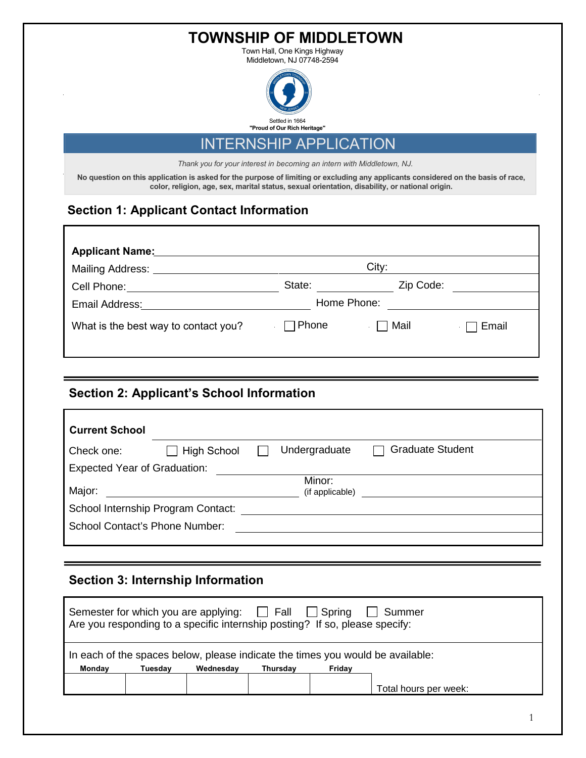# TOWNSHIP OF MIDDLETOWN

Town Hall, One Kings Highway
Middletown, NJ 07748-2594

Settled in 1664
**"Proud of Our Rich Heritage"**

## INTERNSHIP APPLICATION

*Thank you for your interest in becoming an intern with Middletown, NJ.*

**No question on this application is asked for the purpose of limiting or excluding any applicants considered on the basis of race, color, religion, age, sex, marital status, sexual orientation, disability, or national origin.**

## Section 1: Applicant Contact Information

**Applicant Name:** ____________________

Mailing Address: ____________________ City: ____________________

Cell Phone: ____________________ State: __________ Zip Code: __________

Email Address: ____________________ Home Phone: ____________________

What is the best way to contact you? ☐ Phone ☐ Mail ☐ Email

## Section 2: Applicant's School Information

**Current School** ____________________

Check one: ☐ High School ☐ Undergraduate ☐ Graduate Student

Expected Year of Graduation: ____________________

Major: ____________________ Minor: (if applicable) ____________________

School Internship Program Contact: ____________________

School Contact's Phone Number: ____________________

## Section 3: Internship Information

Semester for which you are applying: ☐ Fall ☐ Spring ☐ Summer

Are you responding to a specific internship posting? If so, please specify:

In each of the spaces below, please indicate the times you would be available:

| Monday | Tuesday | Wednesday | Thursday | Friday | |
|---|---|---|---|---|---|
| | | | | | Total hours per week: |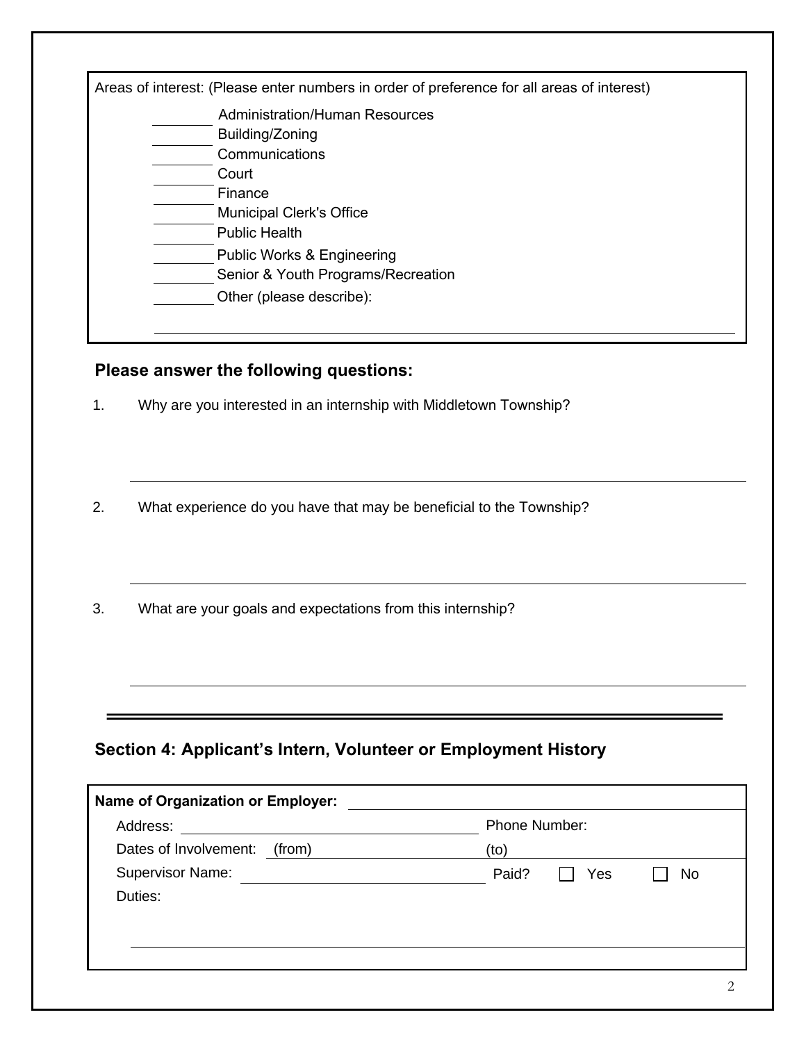Areas of interest: (Please enter numbers in order of preference for all areas of interest)

- ________ Administration/Human Resources
- ________ Building/Zoning
- ________ Communications
- ________ Court
- ________ Finance
- ________ Municipal Clerk's Office
- ________ Public Health
- ________ Public Works & Engineering
- ________ Senior & Youth Programs/Recreation
- ________ Other (please describe):

______________________________________________________________

### Please answer the following questions:

1. Why are you interested in an internship with Middletown Township?

______________________________________________________________

2. What experience do you have that may be beneficial to the Township?

______________________________________________________________

3. What are your goals and expectations from this internship?

______________________________________________________________

---

## Section 4: Applicant's Intern, Volunteer or Employment History

**Name of Organization or Employer:** ______________________________

Address: ______________________________ Phone Number: ______________

Dates of Involvement: (from) ______________ (to) ______________

Supervisor Name: ______________________________ Paid? ☐ Yes ☐ No

Duties:

______________________________________________________________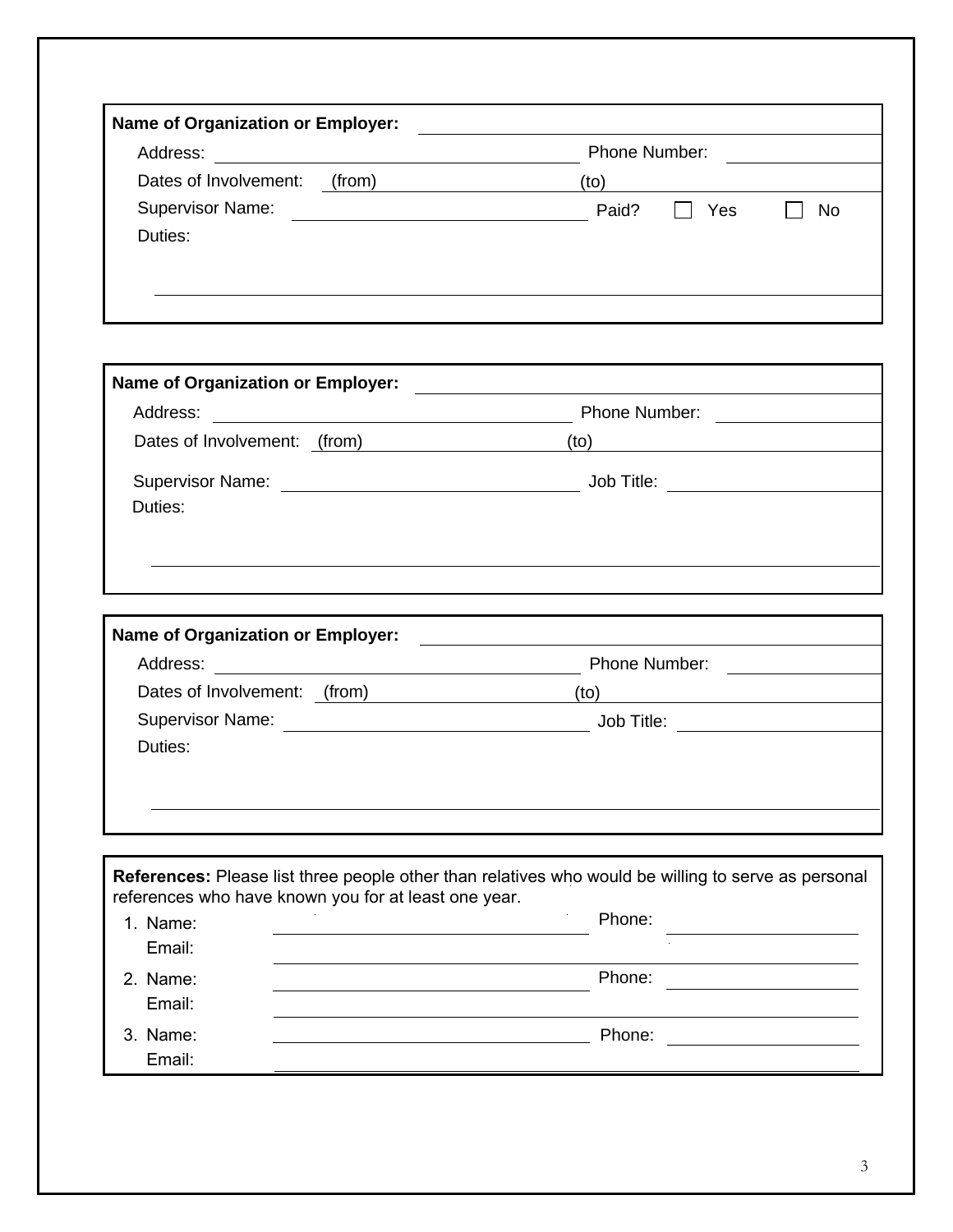**Name of Organization or Employer:** ______________________________

Address: ______________________________ Phone Number: ______________

Dates of Involvement: (from) ______________ (to) ______________

Supervisor Name: ______________________________ Paid? ☐ Yes ☐ No

Duties:

______________________________________________________________

**Name of Organization or Employer:** ______________________________

Address: ______________________________ Phone Number: ______________

Dates of Involvement: (from) ______________ (to) ______________

Supervisor Name: ______________________________ Job Title: ______________

Duties:

______________________________________________________________

**Name of Organization or Employer:** ______________________________

Address: ______________________________ Phone Number: ______________

Dates of Involvement: (from) ______________ (to) ______________

Supervisor Name: ______________________________ Job Title: ______________

Duties:

______________________________________________________________

**References:** Please list three people other than relatives who would be willing to serve as personal references who have known you for at least one year.

1. Name: ______________________________ Phone: ______________
   Email: ______________________________________________
2. Name: ______________________________ Phone: ______________
   Email: ______________________________________________
3. Name: ______________________________ Phone: ______________
   Email: ______________________________________________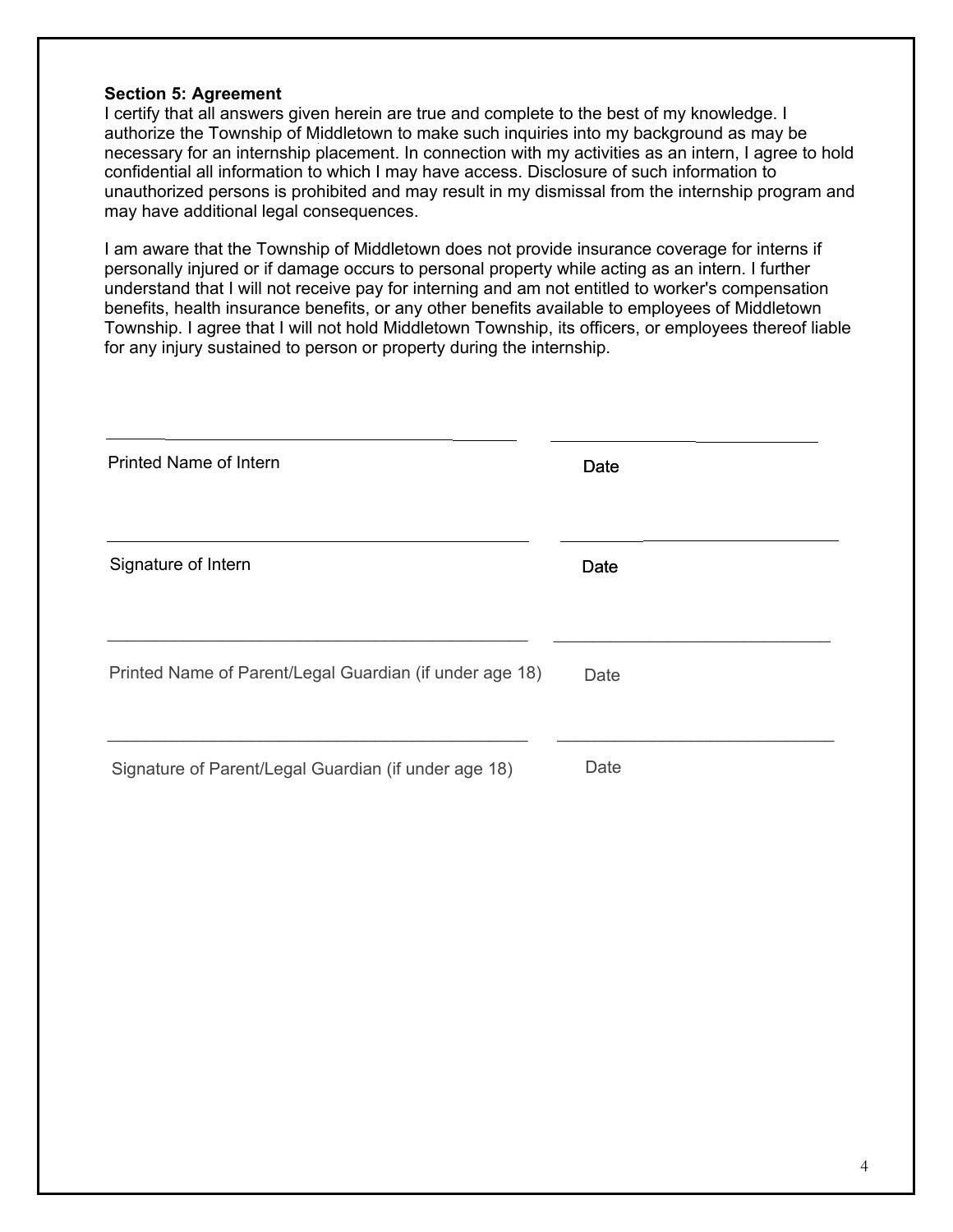**Section 5: Agreement**

I certify that all answers given herein are true and complete to the best of my knowledge. I authorize the Township of Middletown to make such inquiries into my background as may be necessary for an internship placement. In connection with my activities as an intern, I agree to hold confidential all information to which I may have access. Disclosure of such information to unauthorized persons is prohibited and may result in my dismissal from the internship program and may have additional legal consequences.

I am aware that the Township of Middletown does not provide insurance coverage for interns if personally injured or if damage occurs to personal property while acting as an intern. I further understand that I will not receive pay for interning and am not entitled to worker's compensation benefits, health insurance benefits, or any other benefits available to employees of Middletown Township. I agree that I will not hold Middletown Township, its officers, or employees thereof liable for any injury sustained to person or property during the internship.

______________________________________________ ______________________________

Printed Name of Intern Date

______________________________________________ ______________________________

Signature of Intern Date

______________________________________________ ______________________________

Printed Name of Parent/Legal Guardian (if under age 18) Date

______________________________________________ ______________________________

Signature of Parent/Legal Guardian (if under age 18) Date